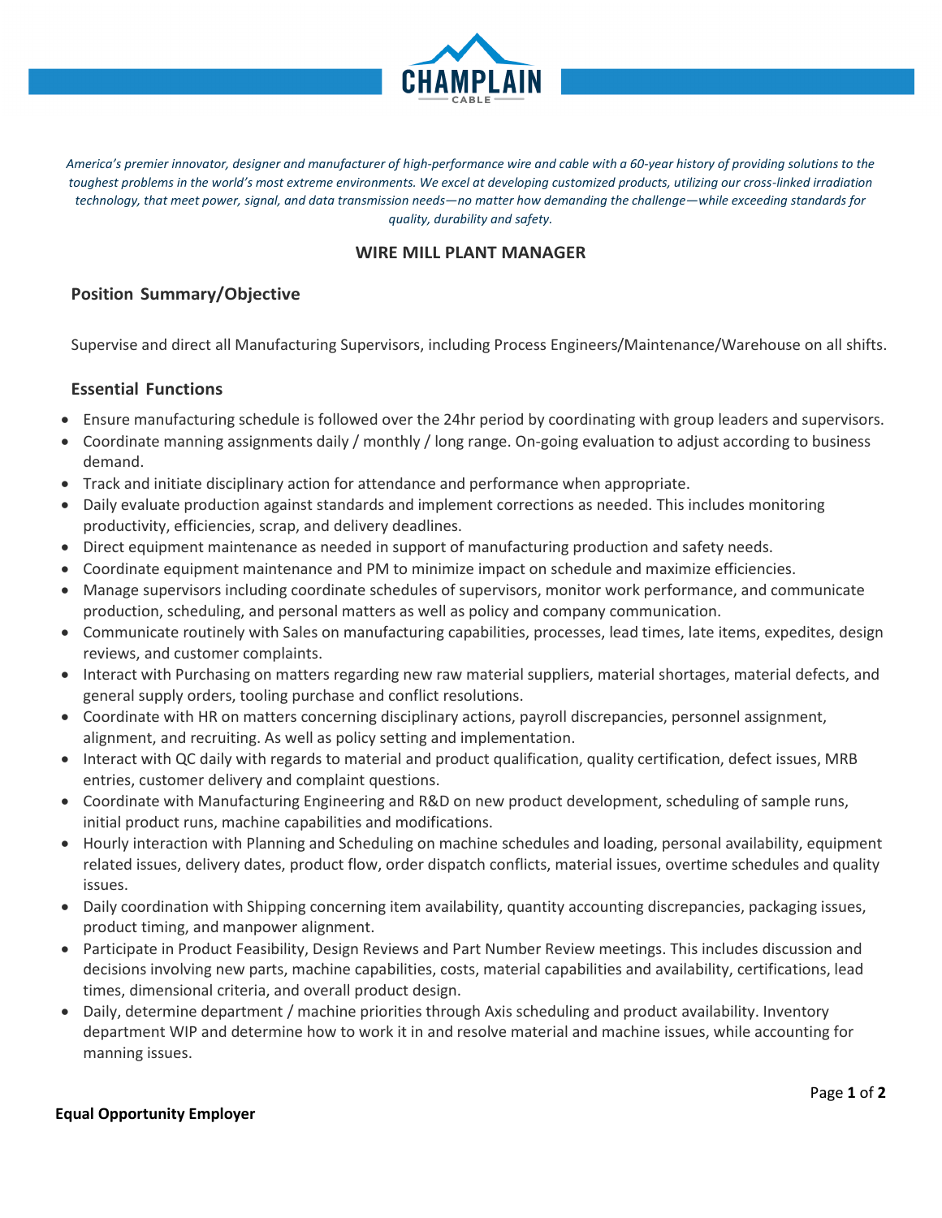CHAMPLAIN CABLE

*America's premier innovator, designer and manufacturer of high-performance wire and cable with a 60-year history of providing solutions to the toughest problems in the world's most extreme environments. We excel at developing customized products, utilizing our cross-linked irradiation technology, that meet power, signal, and data transmission needs—no matter how demanding the challenge—while exceeding standards for quality, durability and safety.*

# WIRE MILL PLANT MANAGER

## Position Summary/Objective

Supervise and direct all Manufacturing Supervisors, including Process Engineers/Maintenance/Warehouse on all shifts.

## Essential Functions

- Ensure manufacturing schedule is followed over the 24hr period by coordinating with group leaders and supervisors.
- Coordinate manning assignments daily / monthly / long range. On-going evaluation to adjust according to business demand.
- Track and initiate disciplinary action for attendance and performance when appropriate.
- Daily evaluate production against standards and implement corrections as needed. This includes monitoring productivity, efficiencies, scrap, and delivery deadlines.
- Direct equipment maintenance as needed in support of manufacturing production and safety needs.
- Coordinate equipment maintenance and PM to minimize impact on schedule and maximize efficiencies.
- Manage supervisors including coordinate schedules of supervisors, monitor work performance, and communicate production, scheduling, and personal matters as well as policy and company communication.
- Communicate routinely with Sales on manufacturing capabilities, processes, lead times, late items, expedites, design reviews, and customer complaints.
- Interact with Purchasing on matters regarding new raw material suppliers, material shortages, material defects, and general supply orders, tooling purchase and conflict resolutions.
- Coordinate with HR on matters concerning disciplinary actions, payroll discrepancies, personnel assignment, alignment, and recruiting. As well as policy setting and implementation.
- Interact with QC daily with regards to material and product qualification, quality certification, defect issues, MRB entries, customer delivery and complaint questions.
- Coordinate with Manufacturing Engineering and R&D on new product development, scheduling of sample runs, initial product runs, machine capabilities and modifications.
- Hourly interaction with Planning and Scheduling on machine schedules and loading, personal availability, equipment related issues, delivery dates, product flow, order dispatch conflicts, material issues, overtime schedules and quality issues.
- Daily coordination with Shipping concerning item availability, quantity accounting discrepancies, packaging issues, product timing, and manpower alignment.
- Participate in Product Feasibility, Design Reviews and Part Number Review meetings. This includes discussion and decisions involving new parts, machine capabilities, costs, material capabilities and availability, certifications, lead times, dimensional criteria, and overall product design.
- Daily, determine department / machine priorities through Axis scheduling and product availability. Inventory department WIP and determine how to work it in and resolve material and machine issues, while accounting for manning issues.

**Equal Opportunity Employer**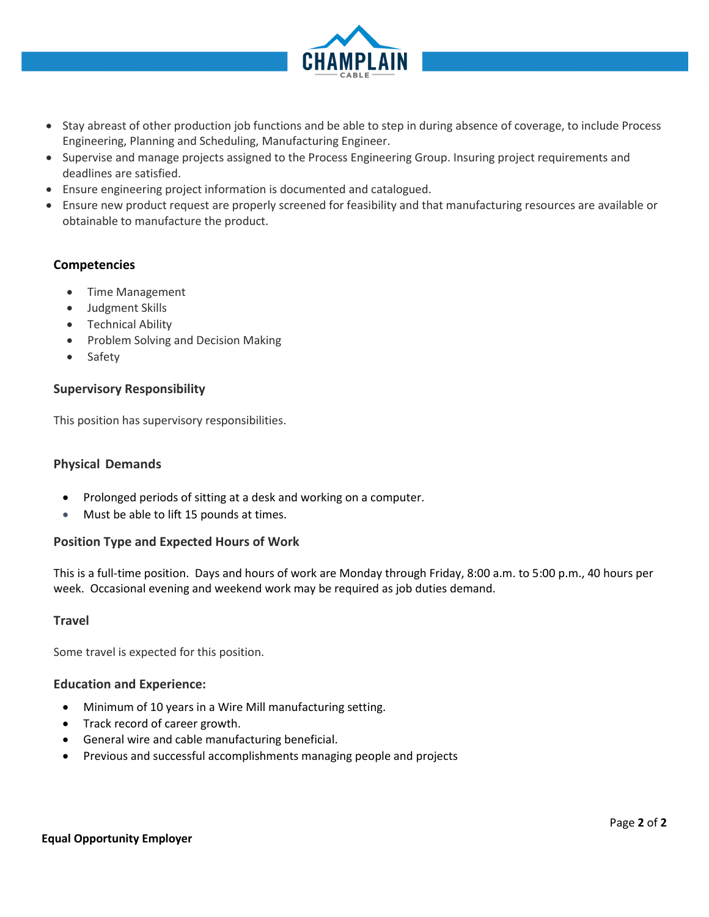- Stay abreast of other production job functions and be able to step in during absence of coverage, to include Process Engineering, Planning and Scheduling, Manufacturing Engineer.
- Supervise and manage projects assigned to the Process Engineering Group. Insuring project requirements and deadlines are satisfied.
- Ensure engineering project information is documented and catalogued.
- Ensure new product request are properly screened for feasibility and that manufacturing resources are available or obtainable to manufacture the product.

### Competencies

- Time Management
- Judgment Skills
- Technical Ability
- Problem Solving and Decision Making
- Safety

### Supervisory Responsibility

This position has supervisory responsibilities.

### Physical Demands

- Prolonged periods of sitting at a desk and working on a computer.
- Must be able to lift 15 pounds at times.

### Position Type and Expected Hours of Work

This is a full-time position. Days and hours of work are Monday through Friday, 8:00 a.m. to 5:00 p.m., 40 hours per week. Occasional evening and weekend work may be required as job duties demand.

### Travel

Some travel is expected for this position.

### Education and Experience:

- Minimum of 10 years in a Wire Mill manufacturing setting.
- Track record of career growth.
- General wire and cable manufacturing beneficial.
- Previous and successful accomplishments managing people and projects

**Equal Opportunity Employer**